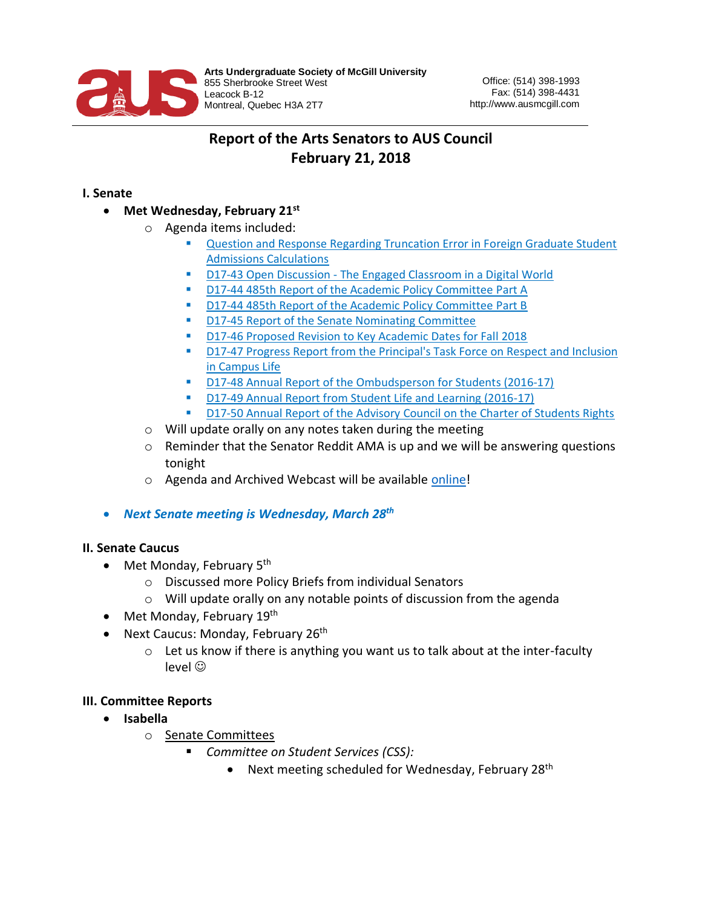**Arts Undergraduate Society of McGill University**
855 Sherbrooke Street West
Leacock B-12
Montreal, Quebec H3A 2T7

Office: (514) 398-1993
Fax: (514) 398-4431
http://www.ausmcgill.com

# Report of the Arts Senators to AUS Council
# February 21, 2018

## I. Senate

- **Met Wednesday, February 21st**
  - Agenda items included:
    - Question and Response Regarding Truncation Error in Foreign Graduate Student Admissions Calculations
    - D17-43 Open Discussion - The Engaged Classroom in a Digital World
    - D17-44 485th Report of the Academic Policy Committee Part A
    - D17-44 485th Report of the Academic Policy Committee Part B
    - D17-45 Report of the Senate Nominating Committee
    - D17-46 Proposed Revision to Key Academic Dates for Fall 2018
    - D17-47 Progress Report from the Principal's Task Force on Respect and Inclusion in Campus Life
    - D17-48 Annual Report of the Ombudsperson for Students (2016-17)
    - D17-49 Annual Report from Student Life and Learning (2016-17)
    - D17-50 Annual Report of the Advisory Council on the Charter of Students Rights
  - Will update orally on any notes taken during the meeting
  - Reminder that the Senator Reddit AMA is up and we will be answering questions tonight
  - Agenda and Archived Webcast will be available online!

- ***Next Senate meeting is Wednesday, March 28th***

## II. Senate Caucus

- Met Monday, February 5th
  - Discussed more Policy Briefs from individual Senators
  - Will update orally on any notable points of discussion from the agenda
- Met Monday, February 19th
- Next Caucus: Monday, February 26th
  - Let us know if there is anything you want us to talk about at the inter-faculty level ☺

## III. Committee Reports

- **Isabella**
  - Senate Committees
    - *Committee on Student Services (CSS):*
      - Next meeting scheduled for Wednesday, February 28th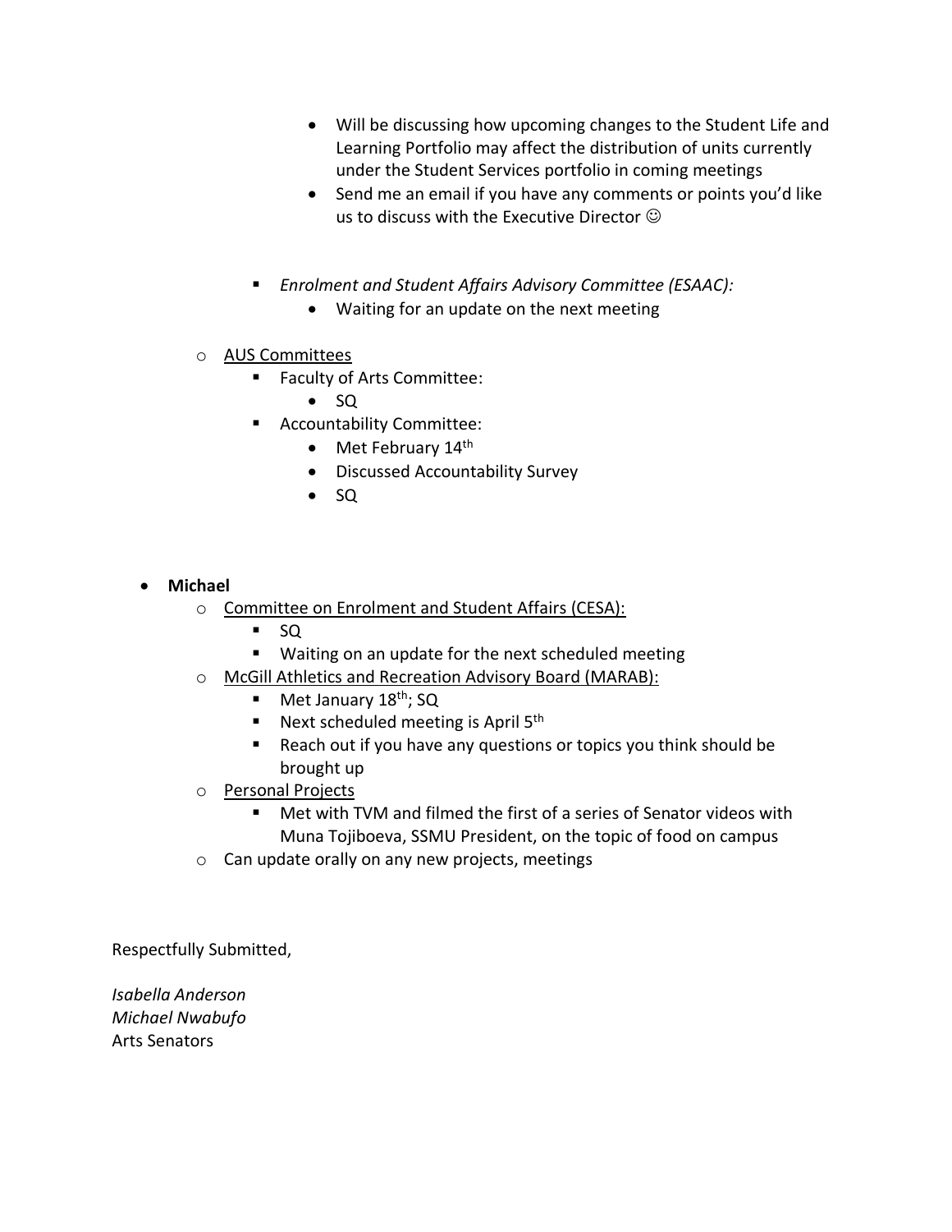- Will be discussing how upcoming changes to the Student Life and Learning Portfolio may affect the distribution of units currently under the Student Services portfolio in coming meetings
      - Send me an email if you have any comments or points you'd like us to discuss with the Executive Director ☺
    - *Enrolment and Student Affairs Advisory Committee (ESAAC):*
      - Waiting for an update on the next meeting
  - AUS Committees
    - Faculty of Arts Committee:
      - SQ
    - Accountability Committee:
      - Met February 14th
      - Discussed Accountability Survey
      - SQ

- **Michael**
  - Committee on Enrolment and Student Affairs (CESA):
    - SQ
    - Waiting on an update for the next scheduled meeting
  - McGill Athletics and Recreation Advisory Board (MARAB):
    - Met January 18th; SQ
    - Next scheduled meeting is April 5th
    - Reach out if you have any questions or topics you think should be brought up
  - Personal Projects
    - Met with TVM and filmed the first of a series of Senator videos with Muna Tojiboeva, SSMU President, on the topic of food on campus
  - Can update orally on any new projects, meetings

Respectfully Submitted,

*Isabella Anderson*
*Michael Nwabufo*
Arts Senators